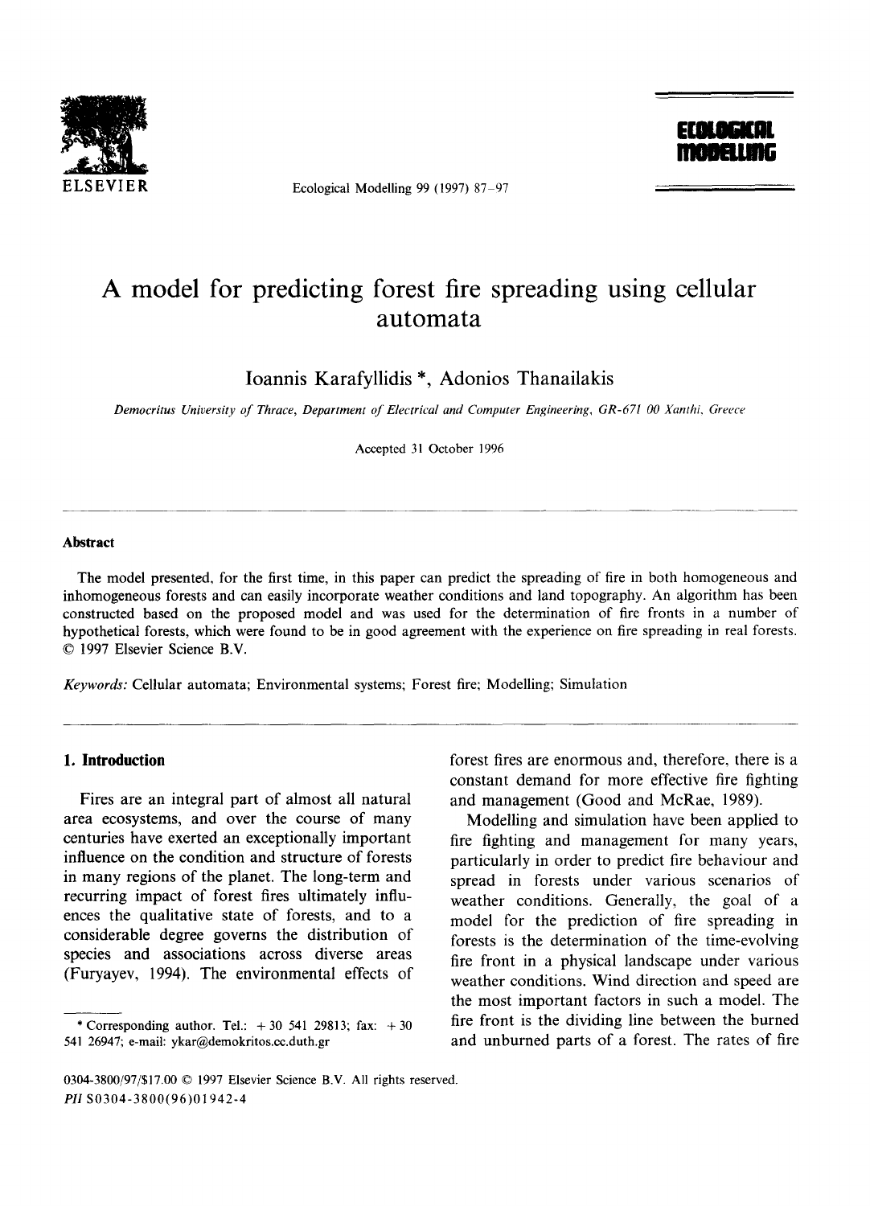# A model for predicting forest fire spreading using cellular automata

Ioannis Karafyllidis *, Adonios Thanailakis

*Democritus University of Thrace, Department of Electrical and Computer Engineering, GR-671 00 Xanthi, Greece*

Accepted 31 October 1996

## Abstract

The model presented, for the first time, in this paper can predict the spreading of fire in both homogeneous and inhomogeneous forests and can easily incorporate weather conditions and land topography. An algorithm has been constructed based on the proposed model and was used for the determination of fire fronts in a number of hypothetical forests, which were found to be in good agreement with the experience on fire spreading in real forests. © 1997 Elsevier Science B.V.

*Keywords:* Cellular automata; Environmental systems; Forest fire; Modelling; Simulation

## 1. Introduction

Fires are an integral part of almost all natural area ecosystems, and over the course of many centuries have exerted an exceptionally important influence on the condition and structure of forests in many regions of the planet. The long-term and recurring impact of forest fires ultimately influences the qualitative state of forests, and to a considerable degree governs the distribution of species and associations across diverse areas (Furyayev, 1994). The environmental effects of forest fires are enormous and, therefore, there is a constant demand for more effective fire fighting and management (Good and McRae, 1989).

Modelling and simulation have been applied to fire fighting and management for many years, particularly in order to predict fire behaviour and spread in forests under various scenarios of weather conditions. Generally, the goal of a model for the prediction of fire spreading in forests is the determination of the time-evolving fire front in a physical landscape under various weather conditions. Wind direction and speed are the most important factors in such a model. The fire front is the dividing line between the burned and unburned parts of a forest. The rates of fire

* Corresponding author. Tel.: +30 541 29813; fax: +30 541 26947; e-mail: ykar@demokritos.cc.duth.gr

0304-3800/97/$17.00 © 1997 Elsevier Science B.V. All rights reserved.
*PII* S0304-3800(96)01942-4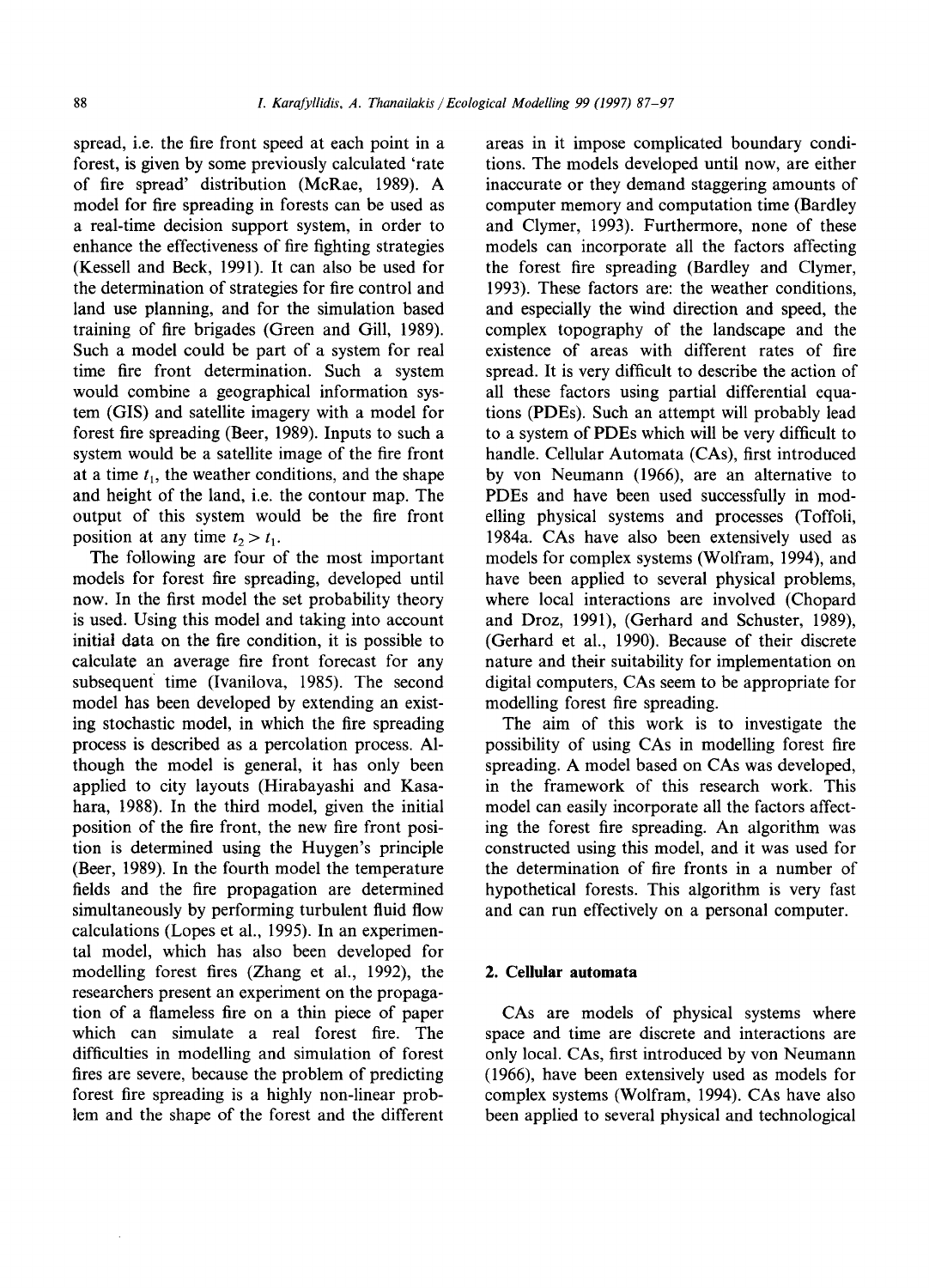spread, i.e. the fire front speed at each point in a forest, is given by some previously calculated 'rate of fire spread' distribution (McRae, 1989). A model for fire spreading in forests can be used as a real-time decision support system, in order to enhance the effectiveness of fire fighting strategies (Kessell and Beck, 1991). It can also be used for the determination of strategies for fire control and land use planning, and for the simulation based training of fire brigades (Green and Gill, 1989). Such a model could be part of a system for real time fire front determination. Such a system would combine a geographical information system (GIS) and satellite imagery with a model for forest fire spreading (Beer, 1989). Inputs to such a system would be a satellite image of the fire front at a time $t_1$, the weather conditions, and the shape and height of the land, i.e. the contour map. The output of this system would be the fire front position at any time $t_2 > t_1$.

The following are four of the most important models for forest fire spreading, developed until now. In the first model the set probability theory is used. Using this model and taking into account initial data on the fire condition, it is possible to calculate an average fire front forecast for any subsequent time (Ivanilova, 1985). The second model has been developed by extending an existing stochastic model, in which the fire spreading process is described as a percolation process. Although the model is general, it has only been applied to city layouts (Hirabayashi and Kasahara, 1988). In the third model, given the initial position of the fire front, the new fire front position is determined using the Huygen's principle (Beer, 1989). In the fourth model the temperature fields and the fire propagation are determined simultaneously by performing turbulent fluid flow calculations (Lopes et al., 1995). In an experimental model, which has also been developed for modelling forest fires (Zhang et al., 1992), the researchers present an experiment on the propagation of a flameless fire on a thin piece of paper which can simulate a real forest fire. The difficulties in modelling and simulation of forest fires are severe, because the problem of predicting forest fire spreading is a highly non-linear problem and the shape of the forest and the different areas in it impose complicated boundary conditions. The models developed until now, are either inaccurate or they demand staggering amounts of computer memory and computation time (Bardley and Clymer, 1993). Furthermore, none of these models can incorporate all the factors affecting the forest fire spreading (Bardley and Clymer, 1993). These factors are: the weather conditions, and especially the wind direction and speed, the complex topography of the landscape and the existence of areas with different rates of fire spread. It is very difficult to describe the action of all these factors using partial differential equations (PDEs). Such an attempt will probably lead to a system of PDEs which will be very difficult to handle. Cellular Automata (CAs), first introduced by von Neumann (1966), are an alternative to PDEs and have been used successfully in modelling physical systems and processes (Toffoli, 1984a. CAs have also been extensively used as models for complex systems (Wolfram, 1994), and have been applied to several physical problems, where local interactions are involved (Chopard and Droz, 1991), (Gerhard and Schuster, 1989), (Gerhard et al., 1990). Because of their discrete nature and their suitability for implementation on digital computers, CAs seem to be appropriate for modelling forest fire spreading.

The aim of this work is to investigate the possibility of using CAs in modelling forest fire spreading. A model based on CAs was developed, in the framework of this research work. This model can easily incorporate all the factors affecting the forest fire spreading. An algorithm was constructed using this model, and it was used for the determination of fire fronts in a number of hypothetical forests. This algorithm is very fast and can run effectively on a personal computer.

## 2. Cellular automata

CAs are models of physical systems where space and time are discrete and interactions are only local. CAs, first introduced by von Neumann (1966), have been extensively used as models for complex systems (Wolfram, 1994). CAs have also been applied to several physical and technological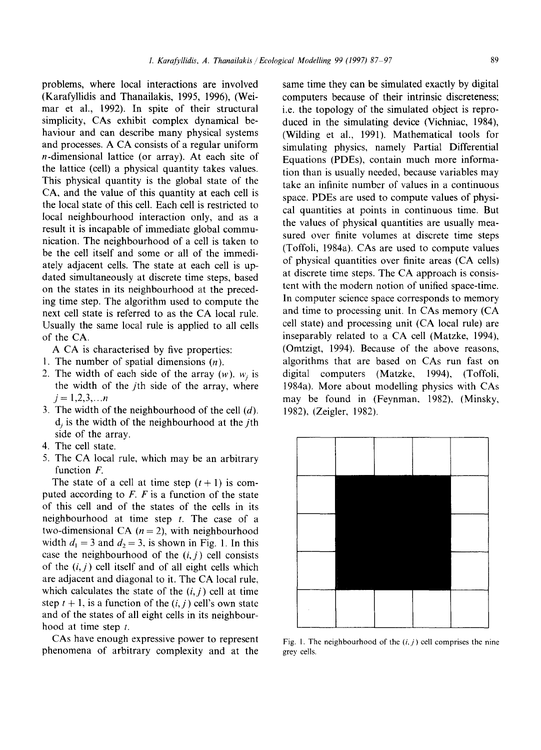problems, where local interactions are involved (Karafyllidis and Thanailakis, 1995, 1996), (Weimar et al., 1992). In spite of their structural simplicity, CAs exhibit complex dynamical behaviour and can describe many physical systems and processes. A CA consists of a regular uniform $n$-dimensional lattice (or array). At each site of the lattice (cell) a physical quantity takes values. This physical quantity is the global state of the CA, and the value of this quantity at each cell is the local state of this cell. Each cell is restricted to local neighbourhood interaction only, and as a result it is incapable of immediate global communication. The neighbourhood of a cell is taken to be the cell itself and some or all of the immediately adjacent cells. The state at each cell is updated simultaneously at discrete time steps, based on the states in its neighbourhood at the preceding time step. The algorithm used to compute the next cell state is referred to as the CA local rule. Usually the same local rule is applied to all cells of the CA.

A CA is characterised by five properties:

1. The number of spatial dimensions ($n$).
2. The width of each side of the array ($w$). $w_j$ is the width of the $j$th side of the array, where $j = 1,2,3,\ldots n$
3. The width of the neighbourhood of the cell ($d$). $d_j$ is the width of the neighbourhood at the $j$th side of the array.
4. The cell state.
5. The CA local rule, which may be an arbitrary function $F$.

The state of a cell at time step $(t+1)$ is computed according to $F$. $F$ is a function of the state of this cell and of the states of the cells in its neighbourhood at time step $t$. The case of a two-dimensional CA ($n = 2$), with neighbourhood width $d_1 = 3$ and $d_2 = 3$, is shown in Fig. 1. In this case the neighbourhood of the $(i, j)$ cell consists of the $(i, j)$ cell itself and of all eight cells which are adjacent and diagonal to it. The CA local rule, which calculates the state of the $(i, j)$ cell at time step $t + 1$, is a function of the $(i, j)$ cell's own state and of the states of all eight cells in its neighbourhood at time step $t$.

CAs have enough expressive power to represent phenomena of arbitrary complexity and at the same time they can be simulated exactly by digital computers because of their intrinsic discreteness; i.e. the topology of the simulated object is reproduced in the simulating device (Vichniac, 1984), (Wilding et al., 1991). Mathematical tools for simulating physics, namely Partial Differential Equations (PDEs), contain much more information than is usually needed, because variables may take an infinite number of values in a continuous space. PDEs are used to compute values of physical quantities at points in continuous time. But the values of physical quantities are usually measured over finite volumes at discrete time steps (Toffoli, 1984a). CAs are used to compute values of physical quantities over finite areas (CA cells) at discrete time steps. The CA approach is consistent with the modern notion of unified space-time. In computer science space corresponds to memory and time to processing unit. In CAs memory (CA cell state) and processing unit (CA local rule) are inseparably related to a CA cell (Matzke, 1994), (Omtzigt, 1994). Because of the above reasons, algorithms that are based on CAs run fast on digital computers (Matzke, 1994), (Toffoli, 1984a). More about modelling physics with CAs may be found in (Feynman, 1982), (Minsky, 1982), (Zeigler, 1982).

Fig. 1. The neighbourhood of the $(i, j)$ cell comprises the nine grey cells.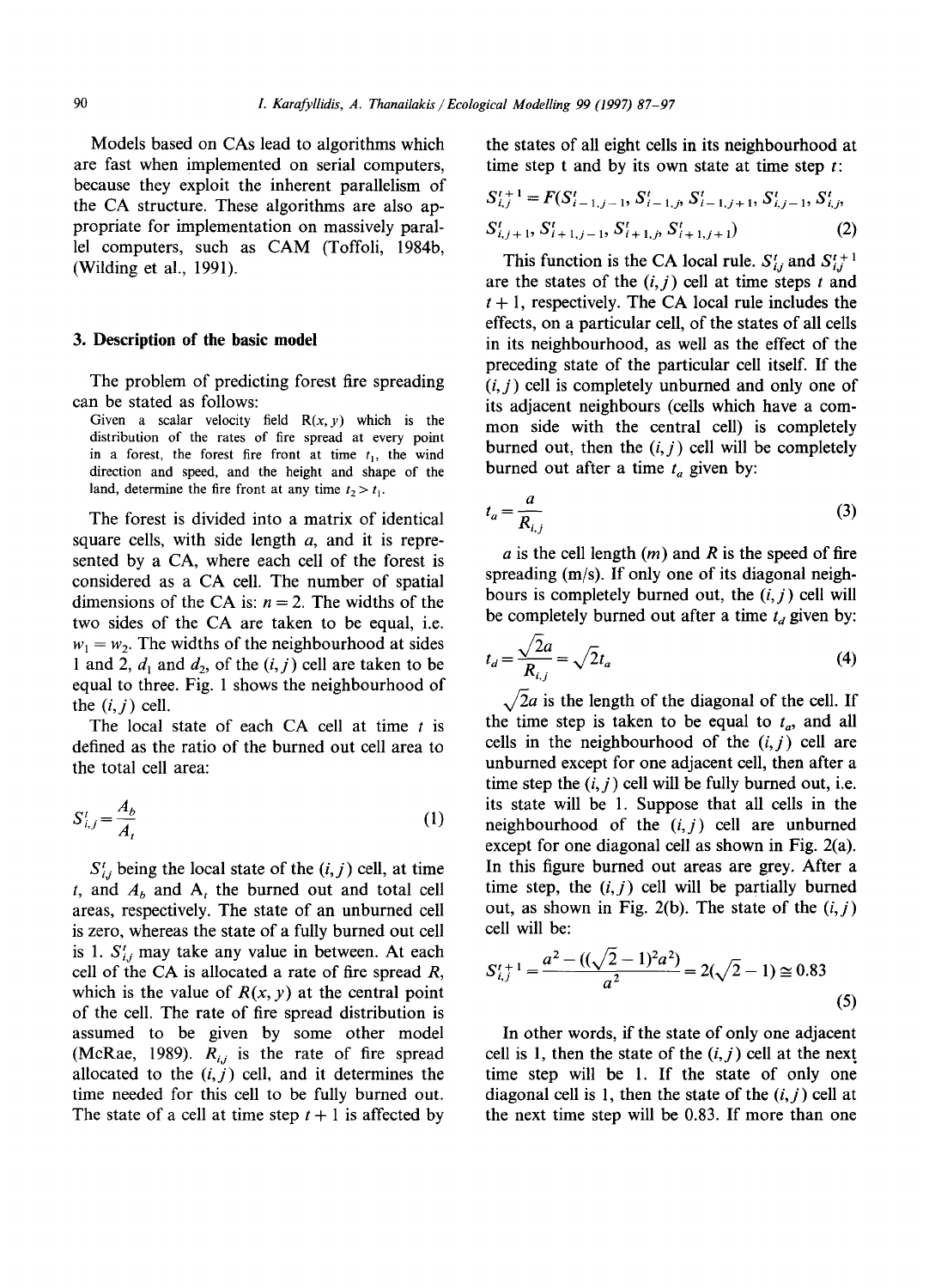Models based on CAs lead to algorithms which are fast when implemented on serial computers, because they exploit the inherent parallelism of the CA structure. These algorithms are also appropriate for implementation on massively parallel computers, such as CAM (Toffoli, 1984b), (Wilding et al., 1991).

## 3. Description of the basic model

The problem of predicting forest fire spreading can be stated as follows:

Given a scalar velocity field R(x, y) which is the distribution of the rates of fire spread at every point in a forest, the forest fire front at time $t_1$, the wind direction and speed, and the height and shape of the land, determine the fire front at any time $t_2 > t_1$.

The forest is divided into a matrix of identical square cells, with side length $a$, and it is represented by a CA, where each cell of the forest is considered as a CA cell. The number of spatial dimensions of the CA is: $n = 2$. The widths of the two sides of the CA are taken to be equal, i.e. $w_1 = w_2$. The widths of the neighbourhood at sides 1 and 2, $d_1$ and $d_2$, of the $(i, j)$ cell are taken to be equal to three. Fig. 1 shows the neighbourhood of the $(i, j)$ cell.

The local state of each CA cell at time $t$ is defined as the ratio of the burned out cell area to the total cell area:

$$S_{i,j}^{t} = \frac{A_b}{A_t} \tag{1}$$

$S_{i,j}^{t}$ being the local state of the $(i, j)$ cell, at time $t$, and $A_b$ and $A_t$ the burned out and total cell areas, respectively. The state of an unburned cell is zero, whereas the state of a fully burned out cell is 1. $S_{i,j}^{t}$ may take any value in between. At each cell of the CA is allocated a rate of fire spread $R$, which is the value of $R(x, y)$ at the central point of the cell. The rate of fire spread distribution is assumed to be given by some other model (McRae, 1989). $R_{i,j}$ is the rate of fire spread allocated to the $(i, j)$ cell, and it determines the time needed for this cell to be fully burned out. The state of a cell at time step $t + 1$ is affected by the states of all eight cells in its neighbourhood at time step t and by its own state at time step $t$:

$$S_{i,j}^{t+1} = F(S_{i-1,j-1}^{t}, S_{i-1,j}^{t}, S_{i-1,j+1}^{t}, S_{i,j-1}^{t}, S_{i,j}^{t}, S_{i,j+1}^{t}, S_{i+1,j-1}^{t}, S_{i+1,j}^{t}, S_{i+1,j+1}^{t}) \tag{2}$$

This function is the CA local rule. $S_{i,j}^{t}$ and $S_{i,j}^{t+1}$ are the states of the $(i, j)$ cell at time steps $t$ and $t + 1$, respectively. The CA local rule includes the effects, on a particular cell, of the states of all cells in its neighbourhood, as well as the effect of the preceding state of the particular cell itself. If the $(i, j)$ cell is completely unburned and only one of its adjacent neighbours (cells which have a common side with the central cell) is completely burned out, then the $(i, j)$ cell will be completely burned out after a time $t_a$ given by:

$$t_a = \frac{a}{R_{i,j}} \tag{3}$$

$a$ is the cell length (m) and $R$ is the speed of fire spreading (m/s). If only one of its diagonal neighbours is completely burned out, the $(i, j)$ cell will be completely burned out after a time $t_d$ given by:

$$t_d = \frac{\sqrt{2}a}{R_{i,j}} = \sqrt{2}t_a \tag{4}$$

$\sqrt{2}a$ is the length of the diagonal of the cell. If the time step is taken to be equal to $t_a$, and all cells in the neighbourhood of the $(i, j)$ cell are unburned except for one adjacent cell, then after a time step the $(i, j)$ cell will be fully burned out, i.e. its state will be 1. Suppose that all cells in the neighbourhood of the $(i, j)$ cell are unburned except for one diagonal cell as shown in Fig. 2(a). In this figure burned out areas are grey. After a time step, the $(i, j)$ cell will be partially burned out, as shown in Fig. 2(b). The state of the $(i, j)$ cell will be:

$$S_{i,j}^{t+1} = \frac{a^2 - ((\sqrt{2} - 1)^2 a^2)}{a^2} = 2(\sqrt{2} - 1) \cong 0.83 \tag{5}$$

In other words, if the state of only one adjacent cell is 1, then the state of the $(i, j)$ cell at the next time step will be 1. If the state of only one diagonal cell is 1, then the state of the $(i, j)$ cell at the next time step will be 0.83. If more than one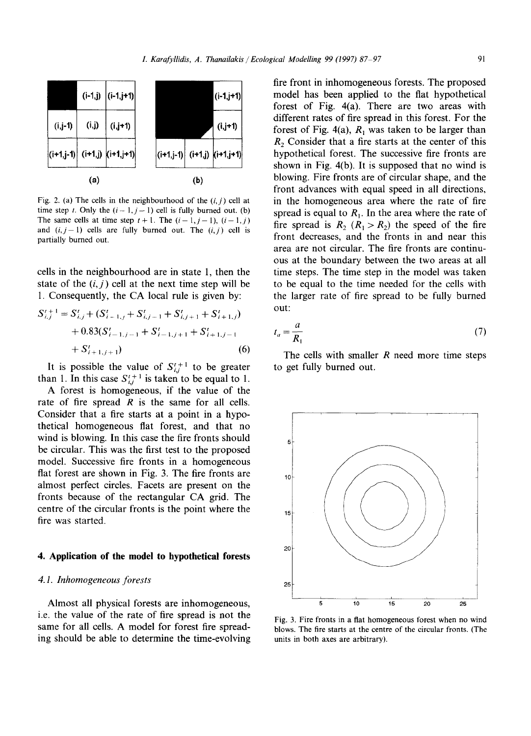| | (i-1,j) | (i-1,j+1) |
|---|---|---|
| (i,j-1) | (i,j) | (i,j+1) |
| (i+1,j-1) | (i+1,j) | (i+1,j+1) |

(a)

| | | (i-1,j+1) |
|---|---|---|
| | | (i,j+1) |
| (i+1,j-1) | (i+1,j) | (i+1,j+1) |

(b)

Fig. 2. (a) The cells in the neighbourhood of the $(i,j)$ cell at time step $t$. Only the $(i-1,j-1)$ cell is fully burned out. (b) The same cells at time step $t+1$. The $(i-1,j-1)$, $(i-1,j)$ and $(i,j-1)$ cells are fully burned out. The $(i,j)$ cell is partially burned out.

cells in the neighbourhood are in state 1, then the state of the $(i,j)$ cell at the next time step will be 1. Consequently, the CA local rule is given by:

$$S_{i,j}^{t+1} = S_{i,j}^{t} + (S_{i-1,j}^{t} + S_{i,j-1}^{t} + S_{i,j+1}^{t} + S_{i+1,j}^{t}) + 0.83(S_{i-1,j-1}^{t} + S_{i-1,j+1}^{t} + S_{i+1,j-1}^{t} + S_{i+1,j+1}^{t}) \quad (6)$$

It is possible the value of $S_{i,j}^{t+1}$ to be greater than 1. In this case $S_{i,j}^{t+1}$ is taken to be equal to 1.

A forest is homogeneous, if the value of the rate of fire spread $R$ is the same for all cells. Consider that a fire starts at a point in a hypothetical homogeneous flat forest, and that no wind is blowing. In this case the fire fronts should be circular. This was the first test to the proposed model. Successive fire fronts in a homogeneous flat forest are shown in Fig. 3. The fire fronts are almost perfect circles. Facets are present on the fronts because of the rectangular CA grid. The centre of the circular fronts is the point where the fire was started.

## 4. Application of the model to hypothetical forests

### 4.1. Inhomogeneous forests

Almost all physical forests are inhomogeneous, i.e. the value of the rate of fire spread is not the same for all cells. A model for forest fire spreading should be able to determine the time-evolving fire front in inhomogeneous forests. The proposed model has been applied to the flat hypothetical forest of Fig. 4(a). There are two areas with different rates of fire spread in this forest. For the forest of Fig. 4(a), $R_1$ was taken to be larger than $R_2$ Consider that a fire starts at the center of this hypothetical forest. The successive fire fronts are shown in Fig. 4(b). It is supposed that no wind is blowing. Fire fronts are of circular shape, and the front advances with equal speed in all directions, in the homogeneous area where the rate of fire spread is equal to $R_1$. In the area where the rate of fire spread is $R_2$ ($R_1 > R_2$) the speed of the fire front decreases, and the fronts in and near this area are not circular. The fire fronts are continuous at the boundary between the two areas at all time steps. The time step in the model was taken to be equal to the time needed for the cells with the larger rate of fire spread to be fully burned out:

$$t_a = \frac{a}{R_1} \quad (7)$$

The cells with smaller $R$ need more time steps to get fully burned out.

Fig. 3. Fire fronts in a flat homogeneous forest when no wind blows. The fire starts at the centre of the circular fronts. (The units in both axes are arbitrary).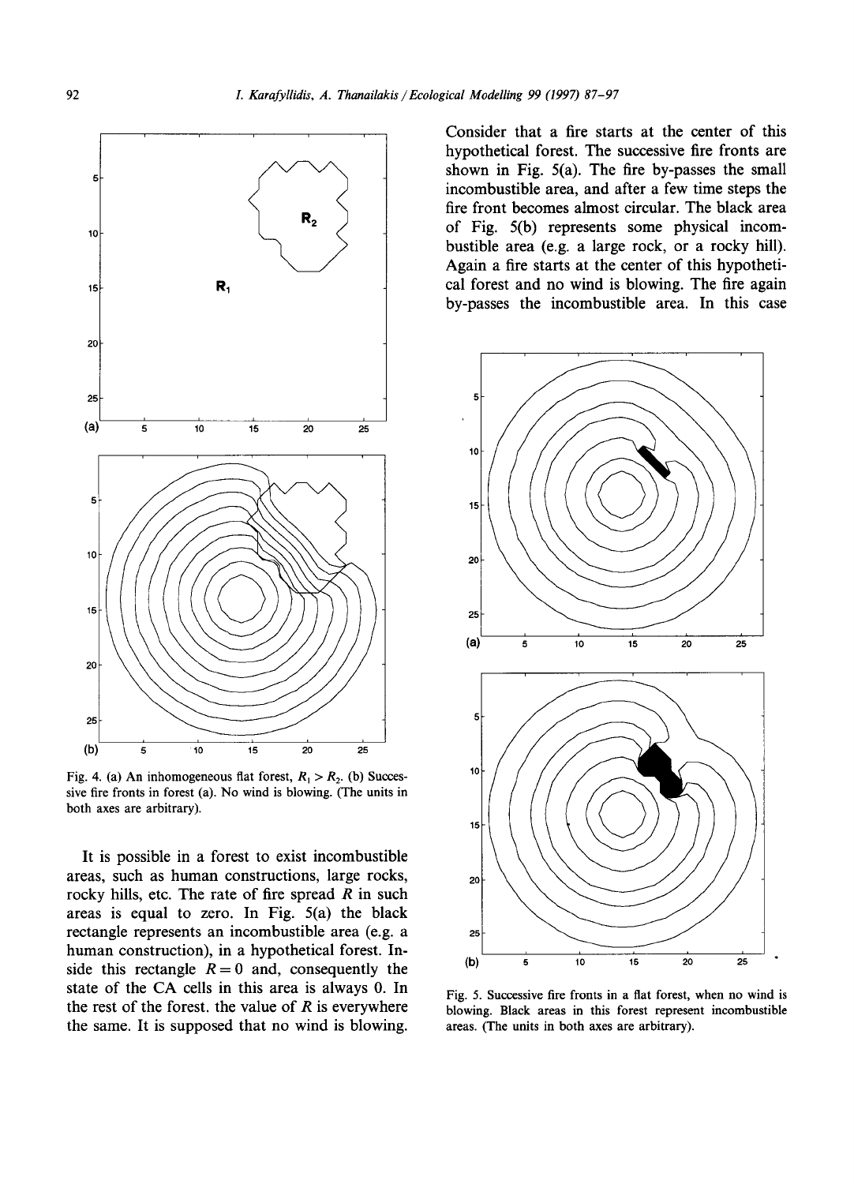Fig. 4. (a) An inhomogeneous flat forest, $R_1 > R_2$. (b) Successive fire fronts in forest (a). No wind is blowing. (The units in both axes are arbitrary).

It is possible in a forest to exist incombustible areas, such as human constructions, large rocks, rocky hills, etc. The rate of fire spread $R$ in such areas is equal to zero. In Fig. 5(a) the black rectangle represents an incombustible area (e.g. a human construction), in a hypothetical forest. Inside this rectangle $R = 0$ and, consequently the state of the CA cells in this area is always 0. In the rest of the forest. the value of $R$ is everywhere the same. It is supposed that no wind is blowing. Consider that a fire starts at the center of this hypothetical forest. The successive fire fronts are shown in Fig. 5(a). The fire by-passes the small incombustible area, and after a few time steps the fire front becomes almost circular. The black area of Fig. 5(b) represents some physical incombustible area (e.g. a large rock, or a rocky hill). Again a fire starts at the center of this hypothetical forest and no wind is blowing. The fire again by-passes the incombustible area. In this case

Fig. 5. Successive fire fronts in a flat forest, when no wind is blowing. Black areas in this forest represent incombustible areas. (The units in both axes are arbitrary).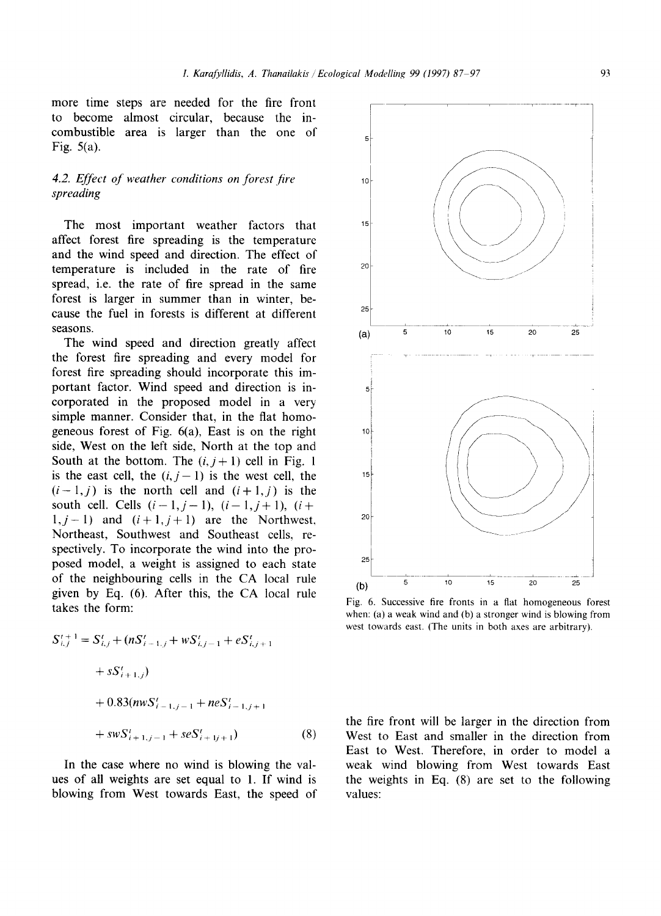more time steps are needed for the fire front to become almost circular, because the incombustible area is larger than the one of Fig. 5(a).

### 4.2. Effect of weather conditions on forest fire spreading

The most important weather factors that affect forest fire spreading is the temperature and the wind speed and direction. The effect of temperature is included in the rate of fire spread, i.e. the rate of fire spread in the same forest is larger in summer than in winter, because the fuel in forests is different at different seasons.

The wind speed and direction greatly affect the forest fire spreading and every model for forest fire spreading should incorporate this important factor. Wind speed and direction is incorporated in the proposed model in a very simple manner. Consider that, in the flat homogeneous forest of Fig. 6(a), East is on the right side, West on the left side, North at the top and South at the bottom. The $(i, j+1)$ cell in Fig. 1 is the east cell, the $(i, j-1)$ is the west cell, the $(i-1, j)$ is the north cell and $(i+1, j)$ is the south cell. Cells $(i-1, j-1)$, $(i-1, j+1)$, $(i+1, j-1)$ and $(i+1, j+1)$ are the Northwest, Northeast, Southwest and Southeast cells, respectively. To incorporate the wind into the proposed model, a weight is assigned to each state of the neighbouring cells in the CA local rule given by Eq. (6). After this, the CA local rule takes the form:

$$S_{i,j}^{t+1} = S_{i,j}^{t} + (nS_{i-1,j}^{t} + wS_{i,j-1}^{t} + eS_{i,j+1}^{t} + sS_{i+1,j}^{t}) + 0.83(nwS_{i-1,j-1}^{t} + neS_{i-1,j+1}^{t} + swS_{i+1,j-1}^{t} + seS_{i+1,j+1}^{t}) \quad (8)$$

In the case where no wind is blowing the values of all weights are set equal to 1. If wind is blowing from West towards East, the speed of the fire front will be larger in the direction from West to East and smaller in the direction from East to West. Therefore, in order to model a weak wind blowing from West towards East the weights in Eq. (8) are set to the following values:

Fig. 6. Successive fire fronts in a flat homogeneous forest when: (a) a weak wind and (b) a stronger wind is blowing from west towards east. (The units in both axes are arbitrary).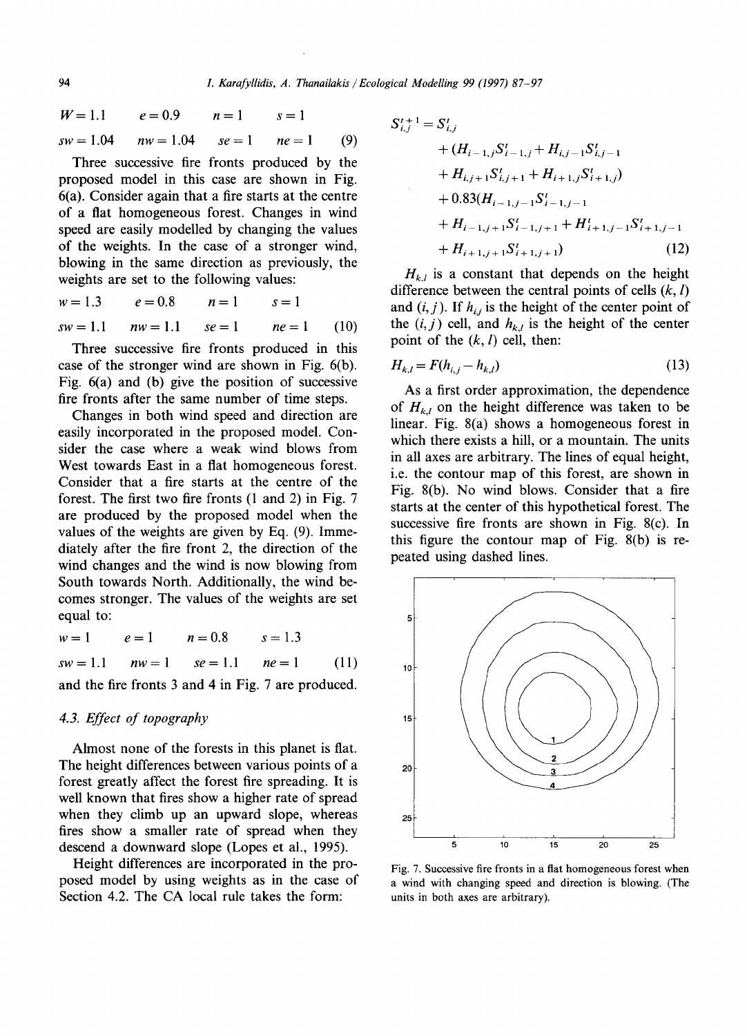$$W = 1.1 \quad e = 0.9 \quad n = 1 \quad s = 1$$

$$sw = 1.04 \quad nw = 1.04 \quad se = 1 \quad ne = 1 \quad (9)$$

Three successive fire fronts produced by the proposed model in this case are shown in Fig. 6(a). Consider again that a fire starts at the centre of a flat homogeneous forest. Changes in wind speed are easily modelled by changing the values of the weights. In the case of a stronger wind, blowing in the same direction as previously, the weights are set to the following values:

$$w = 1.3 \quad e = 0.8 \quad n = 1 \quad s = 1$$

$$sw = 1.1 \quad nw = 1.1 \quad se = 1 \quad ne = 1 \quad (10)$$

Three successive fire fronts produced in this case of the stronger wind are shown in Fig. 6(b). Fig. 6(a) and (b) give the position of successive fire fronts after the same number of time steps.

Changes in both wind speed and direction are easily incorporated in the proposed model. Consider the case where a weak wind blows from West towards East in a flat homogeneous forest. Consider that a fire starts at the centre of the forest. The first two fire fronts (1 and 2) in Fig. 7 are produced by the proposed model when the values of the weights are given by Eq. (9). Immediately after the fire front 2, the direction of the wind changes and the wind is now blowing from South towards North. Additionally, the wind becomes stronger. The values of the weights are set equal to:

$$w = 1 \quad e = 1 \quad n = 0.8 \quad s = 1.3$$

$$sw = 1.1 \quad nw = 1 \quad se = 1.1 \quad ne = 1 \quad (11)$$

and the fire fronts 3 and 4 in Fig. 7 are produced.

### 4.3. Effect of topography

Almost none of the forests in this planet is flat. The height differences between various points of a forest greatly affect the forest fire spreading. It is well known that fires show a higher rate of spread when they climb up an upward slope, whereas fires show a smaller rate of spread when they descend a downward slope (Lopes et al., 1995).

Height differences are incorporated in the proposed model by using weights as in the case of Section 4.2. The CA local rule takes the form:

$$\begin{aligned} S_{i,j}^{t+1} = S_{i,j}^{t} &+ (H_{i-1,j}S_{i-1,j}^{t} + H_{i,j-1}S_{i,j-1}^{t} \\ &+ H_{i,j+1}S_{i,j+1}^{t} + H_{i+1,j}S_{i+1,j}^{t}) \\ &+ 0.83(H_{i-1,j-1}S_{i-1,j-1}^{t} \\ &+ H_{i-1,j+1}S_{i-1,j+1}^{t} + H_{i+1,j-1}^{t}S_{i+1,j-1}^{t} \\ &+ H_{i+1,j+1}S_{i+1,j+1}^{t}) \end{aligned} \quad (12)$$

$H_{k,l}$ is a constant that depends on the height difference between the central points of cells $(k, l)$ and $(i, j)$. If $h_{i,j}$ is the height of the center point of the $(i, j)$ cell, and $h_{k,l}$ is the height of the center point of the $(k, l)$ cell, then:

$$H_{k,l} = F(h_{i,j} - h_{k,l}) \quad (13)$$

As a first order approximation, the dependence of $H_{k,l}$ on the height difference was taken to be linear. Fig. 8(a) shows a homogeneous forest in which there exists a hill, or a mountain. The units in all axes are arbitrary. The lines of equal height, i.e. the contour map of this forest, are shown in Fig. 8(b). No wind blows. Consider that a fire starts at the center of this hypothetical forest. The successive fire fronts are shown in Fig. 8(c). In this figure the contour map of Fig. 8(b) is repeated using dashed lines.

Fig. 7. Successive fire fronts in a flat homogeneous forest when a wind with changing speed and direction is blowing. (The units in both axes are arbitrary).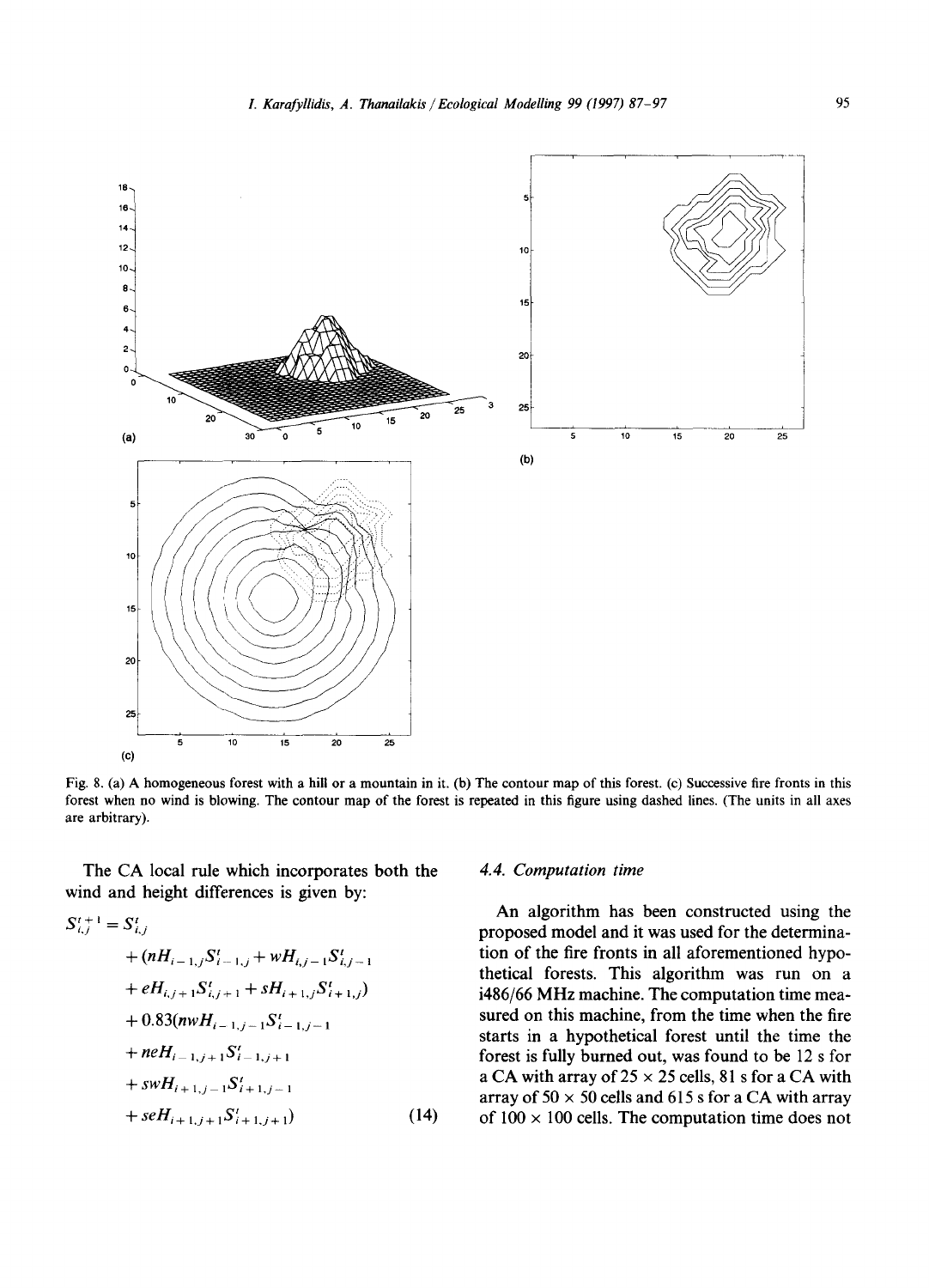Fig. 8. (a) A homogeneous forest with a hill or a mountain in it. (b) The contour map of this forest. (c) Successive fire fronts in this forest when no wind is blowing. The contour map of the forest is repeated in this figure using dashed lines. (The units in all axes are arbitrary).

The CA local rule which incorporates both the wind and height differences is given by:

$$
\begin{aligned}
S_{i,j}^{t+1} = S_{i,j}^{t} &+ (nH_{i-1,j}S_{i-1,j}^{t} + wH_{i,j-1}S_{i,j-1}^{t} \\
&+ eH_{i,j+1}S_{i,j+1}^{t} + sH_{i+1,j}S_{i+1,j}^{t}) \\
&+ 0.83(nwH_{i-1,j-1}S_{i-1,j-1}^{t} \\
&+ neH_{i-1,j+1}S_{i-1,j+1}^{t} \\
&+ swH_{i+1,j-1}S_{i+1,j-1}^{t} \\
&+ seH_{i+1,j+1}S_{i+1,j+1}^{t})
\end{aligned}
\tag{14}
$$

### 4.4. Computation time

An algorithm has been constructed using the proposed model and it was used for the determination of the fire fronts in all aforementioned hypothetical forests. This algorithm was run on a i486/66 MHz machine. The computation time measured on this machine, from the time when the fire starts in a hypothetical forest until the time the forest is fully burned out, was found to be 12 s for a CA with array of 25 × 25 cells, 81 s for a CA with array of 50 × 50 cells and 615 s for a CA with array of 100 × 100 cells. The computation time does not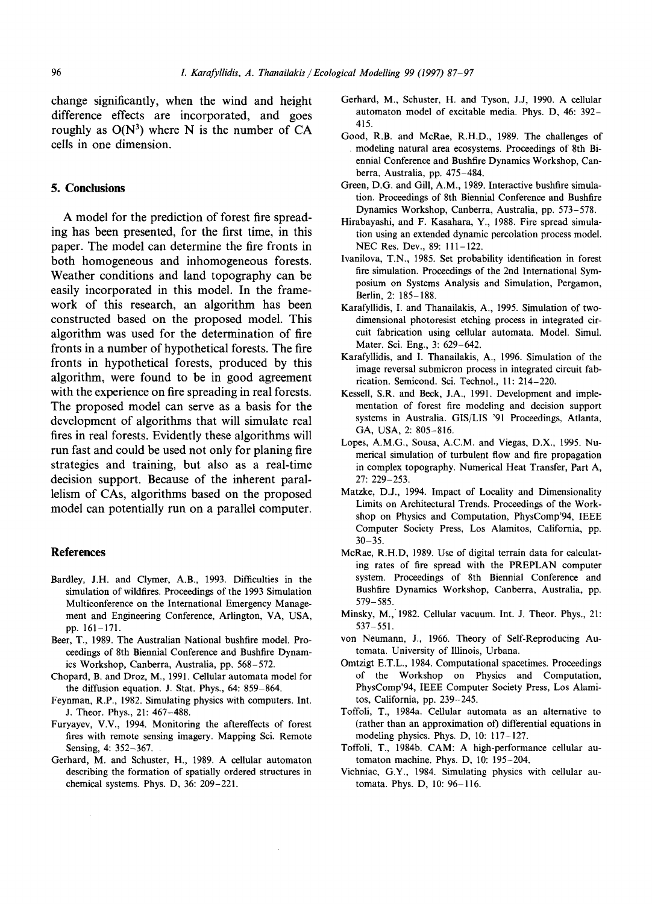change significantly, when the wind and height difference effects are incorporated, and goes roughly as $O(N^3)$ where N is the number of CA cells in one dimension.

## 5. Conclusions

A model for the prediction of forest fire spreading has been presented, for the first time, in this paper. The model can determine the fire fronts in both homogeneous and inhomogeneous forests. Weather conditions and land topography can be easily incorporated in this model. In the framework of this research, an algorithm has been constructed based on the proposed model. This algorithm was used for the determination of fire fronts in a number of hypothetical forests. The fire fronts in hypothetical forests, produced by this algorithm, were found to be in good agreement with the experience on fire spreading in real forests. The proposed model can serve as a basis for the development of algorithms that will simulate real fires in real forests. Evidently these algorithms will run fast and could be used not only for planing fire strategies and training, but also as a real-time decision support. Because of the inherent parallelism of CAs, algorithms based on the proposed model can potentially run on a parallel computer.

## References

Bardley, J.H. and Clymer, A.B., 1993. Difficulties in the simulation of wildfires. Proceedings of the 1993 Simulation Multiconference on the International Emergency Management and Engineering Conference, Arlington, VA, USA, pp. 161–171.

Beer, T., 1989. The Australian National bushfire model. Proceedings of 8th Biennial Conference and Bushfire Dynamics Workshop, Canberra, Australia, pp. 568–572.

Chopard, B. and Droz, M., 1991. Cellular automata model for the diffusion equation. J. Stat. Phys., 64: 859–864.

Feynman, R.P., 1982. Simulating physics with computers. Int. J. Theor. Phys., 21: 467–488.

Furyayev, V.V., 1994. Monitoring the aftereffects of forest fires with remote sensing imagery. Mapping Sci. Remote Sensing, 4: 352–367.

Gerhard, M. and Schuster, H., 1989. A cellular automaton describing the formation of spatially ordered structures in chemical systems. Phys. D, 36: 209–221.

Gerhard, M., Schuster, H. and Tyson, J.J, 1990. A cellular automaton model of excitable media. Phys. D, 46: 392–415.

Good, R.B. and McRae, R.H.D., 1989. The challenges of modeling natural area ecosystems. Proceedings of 8th Biennial Conference and Bushfire Dynamics Workshop, Canberra, Australia, pp. 475–484.

Green, D.G. and Gill, A.M., 1989. Interactive bushfire simulation. Proceedings of 8th Biennial Conference and Bushfire Dynamics Workshop, Canberra, Australia, pp. 573–578.

Hirabayashi, and F. Kasahara, Y., 1988. Fire spread simulation using an extended dynamic percolation process model. NEC Res. Dev., 89: 111–122.

Ivanilova, T.N., 1985. Set probability identification in forest fire simulation. Proceedings of the 2nd International Symposium on Systems Analysis and Simulation, Pergamon, Berlin, 2: 185–188.

Karafyllidis, I. and Thanailakis, A., 1995. Simulation of two-dimensional photoresist etching process in integrated circuit fabrication using cellular automata. Model. Simul. Mater. Sci. Eng., 3: 629–642.

Karafyllidis, and I. Thanailakis, A., 1996. Simulation of the image reversal submicron process in integrated circuit fabrication. Semicond. Sci. Technol., 11: 214–220.

Kessell, S.R. and Beck, J.A., 1991. Development and implementation of forest fire modeling and decision support systems in Australia. GIS/LIS '91 Proceedings, Atlanta, GA, USA, 2: 805–816.

Lopes, A.M.G., Sousa, A.C.M. and Viegas, D.X., 1995. Numerical simulation of turbulent flow and fire propagation in complex topography. Numerical Heat Transfer, Part A, 27: 229–253.

Matzke, D.J., 1994. Impact of Locality and Dimensionality Limits on Architectural Trends. Proceedings of the Workshop on Physics and Computation, PhysComp'94, IEEE Computer Society Press, Los Alamitos, California, pp. 30–35.

McRae, R.H.D, 1989. Use of digital terrain data for calculating rates of fire spread with the PREPLAN computer system. Proceedings of 8th Biennial Conference and Bushfire Dynamics Workshop, Canberra, Australia, pp. 579–585.

Minsky, M., 1982. Cellular vacuum. Int. J. Theor. Phys., 21: 537–551.

von Neumann, J., 1966. Theory of Self-Reproducing Automata. University of Illinois, Urbana.

Omtzigt E.T.L., 1984. Computational spacetimes. Proceedings of the Workshop on Physics and Computation, PhysComp'94, IEEE Computer Society Press, Los Alamitos, California, pp. 239–245.

Toffoli, T., 1984a. Cellular automata as an alternative to (rather than an approximation of) differential equations in modeling physics. Phys. D, 10: 117–127.

Toffoli, T., 1984b. CAM: A high-performance cellular automaton machine. Phys. D, 10: 195–204.

Vichniac, G.Y., 1984. Simulating physics with cellular automata. Phys. D, 10: 96–116.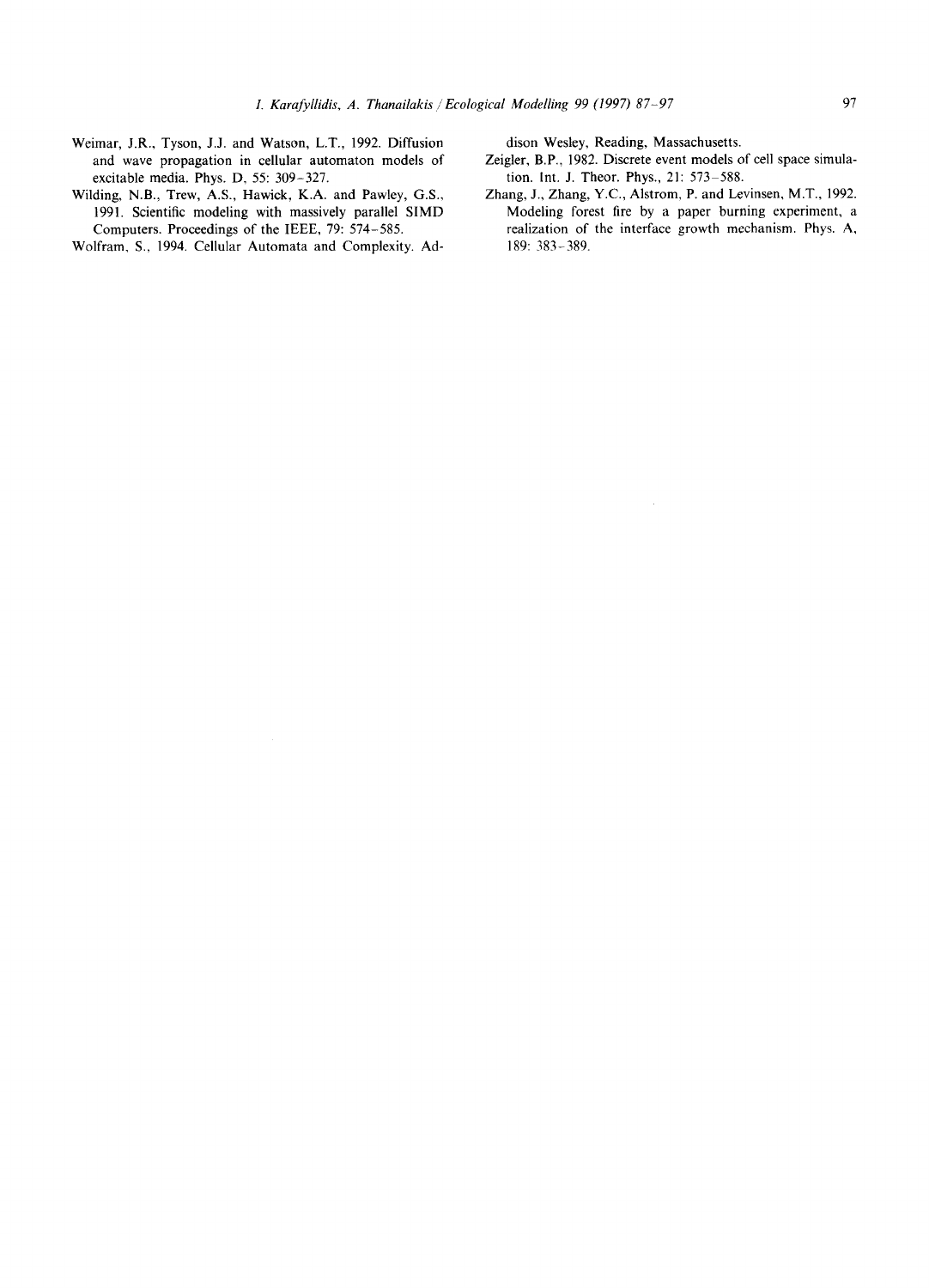Weimar, J.R., Tyson, J.J. and Watson, L.T., 1992. Diffusion and wave propagation in cellular automaton models of excitable media. Phys. D, 55: 309–327.

Wilding, N.B., Trew, A.S., Hawick, K.A. and Pawley, G.S., 1991. Scientific modeling with massively parallel SIMD Computers. Proceedings of the IEEE, 79: 574–585.

Wolfram, S., 1994. Cellular Automata and Complexity. Addison Wesley, Reading, Massachusetts.

Zeigler, B.P., 1982. Discrete event models of cell space simulation. Int. J. Theor. Phys., 21: 573–588.

Zhang, J., Zhang, Y.C., Alstrom, P. and Levinsen, M.T., 1992. Modeling forest fire by a paper burning experiment, a realization of the interface growth mechanism. Phys. A, 189: 383–389.